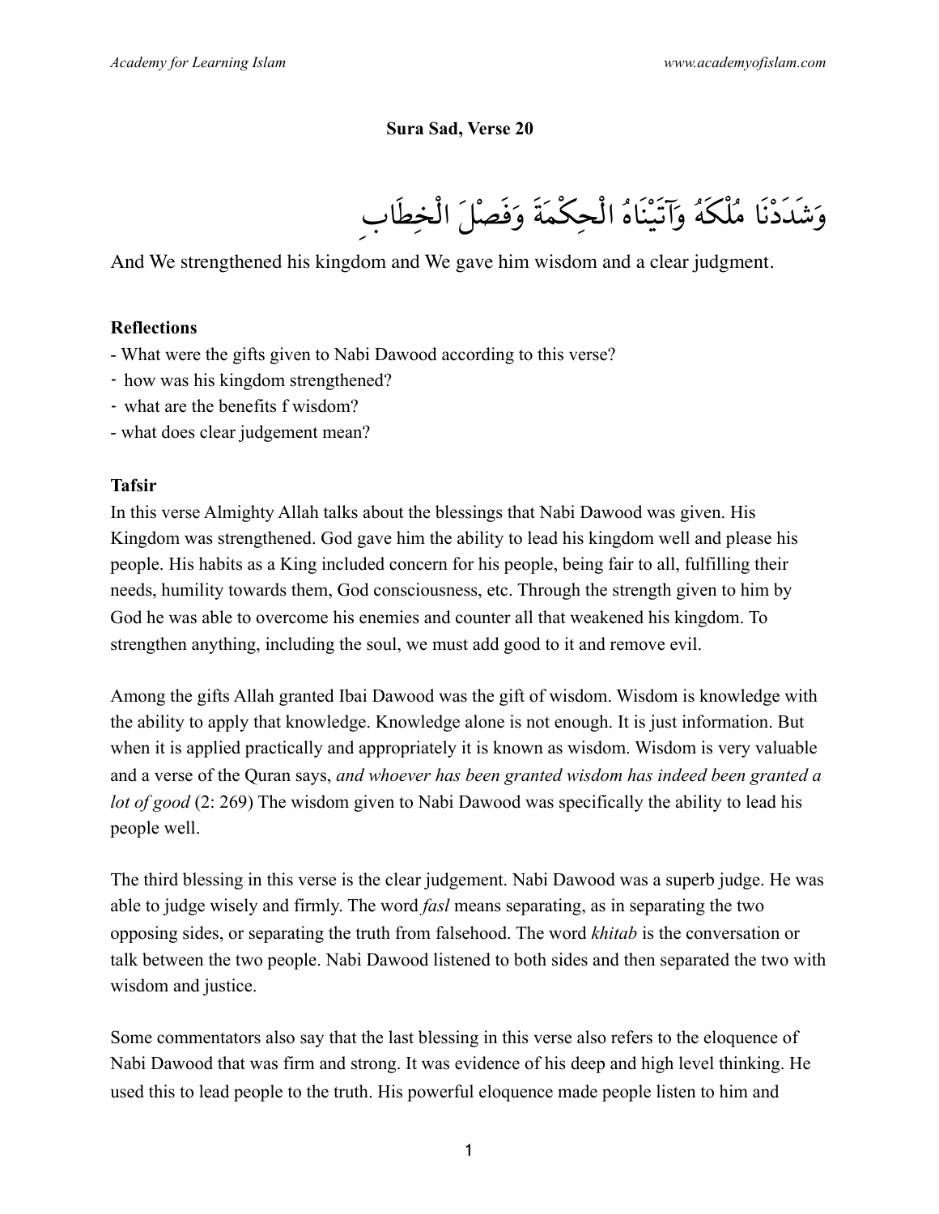**Sura Sad, Verse 20**

وَشَدَدْنَا مُلْكَهُ وَآتَيْنَاهُ الْحِكْمَةَ وَفَصْلَ الْخِطَابِ

And We strengthened his kingdom and We gave him wisdom and a clear judgment.

**Reflections**

- What were the gifts given to Nabi Dawood according to this verse?
- how was his kingdom strengthened?
- what are the benefits f wisdom?
- what does clear judgement mean?

**Tafsir**

In this verse Almighty Allah talks about the blessings that Nabi Dawood was given. His Kingdom was strengthened. God gave him the ability to lead his kingdom well and please his people. His habits as a King included concern for his people, being fair to all, fulfilling their needs, humility towards them, God consciousness, etc. Through the strength given to him by God he was able to overcome his enemies and counter all that weakened his kingdom. To strengthen anything, including the soul, we must add good to it and remove evil.

Among the gifts Allah granted Ibai Dawood was the gift of wisdom. Wisdom is knowledge with the ability to apply that knowledge. Knowledge alone is not enough. It is just information. But when it is applied practically and appropriately it is known as wisdom. Wisdom is very valuable and a verse of the Quran says, *and whoever has been granted wisdom has indeed been granted a lot of good* (2: 269) The wisdom given to Nabi Dawood was specifically the ability to lead his people well.

The third blessing in this verse is the clear judgement. Nabi Dawood was a superb judge. He was able to judge wisely and firmly. The word *fasl* means separating, as in separating the two opposing sides, or separating the truth from falsehood. The word *khitab* is the conversation or talk between the two people. Nabi Dawood listened to both sides and then separated the two with wisdom and justice.

Some commentators also say that the last blessing in this verse also refers to the eloquence of Nabi Dawood that was firm and strong. It was evidence of his deep and high level thinking. He used this to lead people to the truth. His powerful eloquence made people listen to him and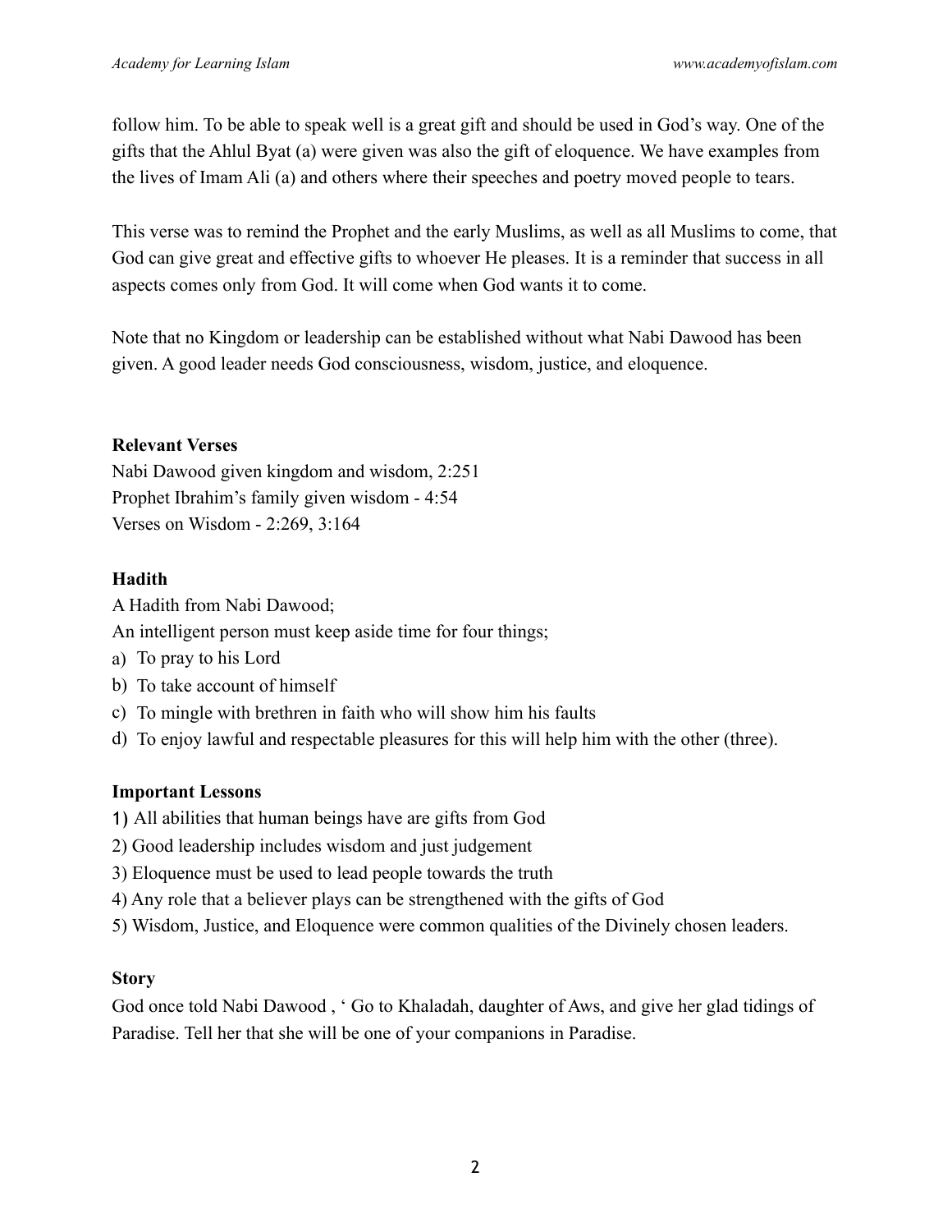follow him. To be able to speak well is a great gift and should be used in God's way. One of the gifts that the Ahlul Byat (a) were given was also the gift of eloquence. We have examples from the lives of Imam Ali (a) and others where their speeches and poetry moved people to tears.

This verse was to remind the Prophet and the early Muslims, as well as all Muslims to come, that God can give great and effective gifts to whoever He pleases. It is a reminder that success in all aspects comes only from God. It will come when God wants it to come.

Note that no Kingdom or leadership can be established without what Nabi Dawood has been given. A good leader needs God consciousness, wisdom, justice, and eloquence.

**Relevant Verses**

Nabi Dawood given kingdom and wisdom, 2:251
Prophet Ibrahim's family given wisdom - 4:54
Verses on Wisdom - 2:269, 3:164

**Hadith**

A Hadith from Nabi Dawood;
An intelligent person must keep aside time for four things;

a) To pray to his Lord
b) To take account of himself
c) To mingle with brethren in faith who will show him his faults
d) To enjoy lawful and respectable pleasures for this will help him with the other (three).

**Important Lessons**

1) All abilities that human beings have are gifts from God
2) Good leadership includes wisdom and just judgement
3) Eloquence must be used to lead people towards the truth
4) Any role that a believer plays can be strengthened with the gifts of God
5) Wisdom, Justice, and Eloquence were common qualities of the Divinely chosen leaders.

**Story**

God once told Nabi Dawood , ' Go to Khaladah, daughter of Aws, and give her glad tidings of Paradise. Tell her that she will be one of your companions in Paradise.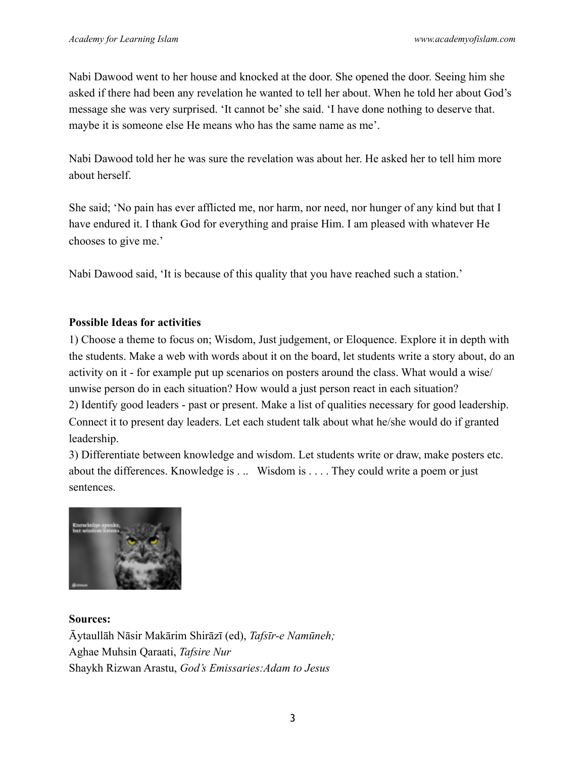Nabi Dawood went to her house and knocked at the door. She opened the door. Seeing him she asked if there had been any revelation he wanted to tell her about. When he told her about God's message she was very surprised. 'It cannot be' she said. 'I have done nothing to deserve that. maybe it is someone else He means who has the same name as me'.

Nabi Dawood told her he was sure the revelation was about her. He asked her to tell him more about herself.

She said; 'No pain has ever afflicted me, nor harm, nor need, nor hunger of any kind but that I have endured it. I thank God for everything and praise Him. I am pleased with whatever He chooses to give me.'

Nabi Dawood said, 'It is because of this quality that you have reached such a station.'

**Possible Ideas for activities**

1) Choose a theme to focus on; Wisdom, Just judgement, or Eloquence. Explore it in depth with the students. Make a web with words about it on the board, let students write a story about, do an activity on it - for example put up scenarios on posters around the class. What would a wise/ unwise person do in each situation? How would a just person react in each situation?
2) Identify good leaders - past or present. Make a list of qualities necessary for good leadership. Connect it to present day leaders. Let each student talk about what he/she would do if granted leadership.
3) Differentiate between knowledge and wisdom. Let students write or draw, make posters etc. about the differences. Knowledge is . .. Wisdom is . . . . They could write a poem or just sentences.

**Sources:**

Āytaullāh Nāsir Makārim Shirāzī (ed), *Tafsīr-e Namūneh;*
Aghae Muhsin Qaraati, *Tafsire Nur*
Shaykh Rizwan Arastu, *God's Emissaries:Adam to Jesus*